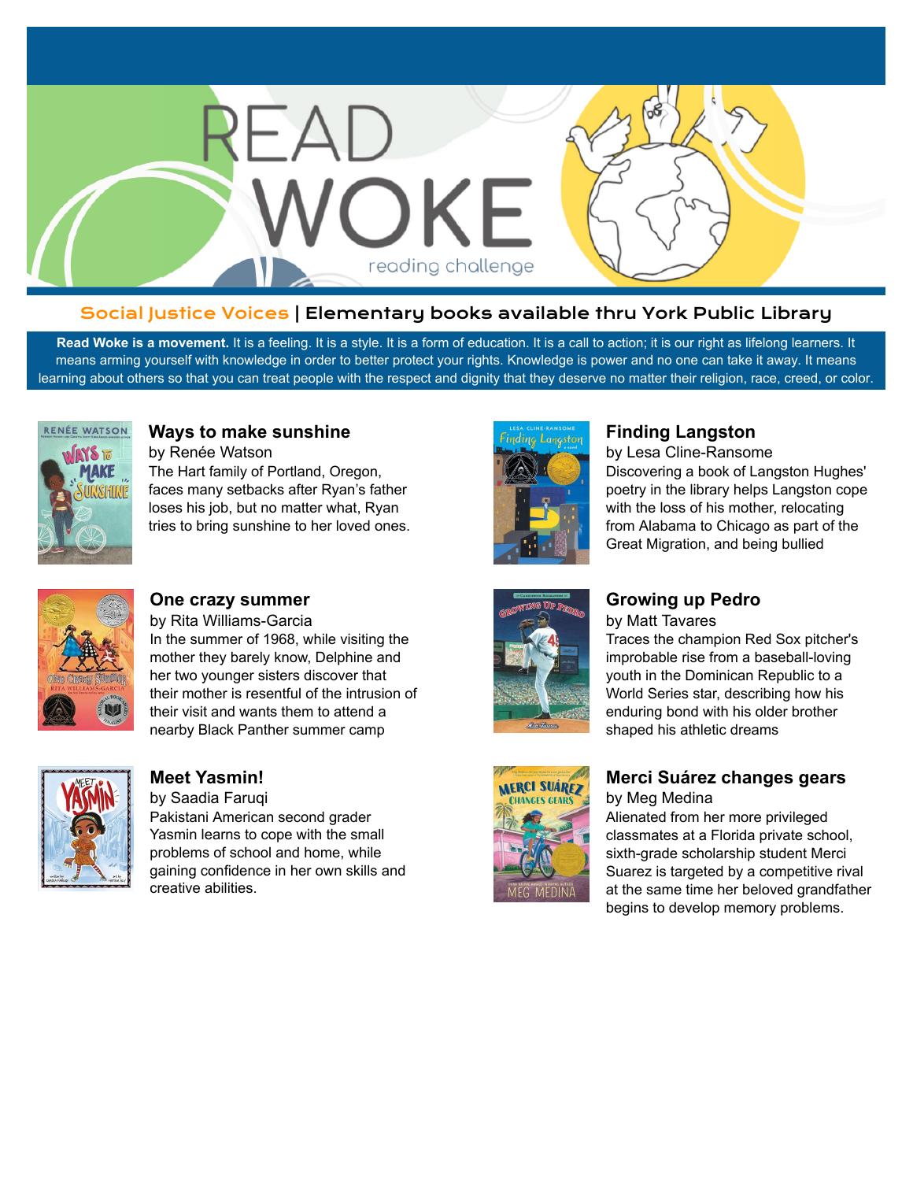# READ WOKE

reading challenge

## Social Justice Voices | Elementary books available thru York Public Library

**Read Woke is a movement.** It is a feeling. It is a style. It is a form of education. It is a call to action; it is our right as lifelong learners. It means arming yourself with knowledge in order to better protect your rights. Knowledge is power and no one can take it away. It means learning about others so that you can treat people with the respect and dignity that they deserve no matter their religion, race, creed, or color.

### Ways to make sunshine

by Renée Watson

The Hart family of Portland, Oregon, faces many setbacks after Ryan's father loses his job, but no matter what, Ryan tries to bring sunshine to her loved ones.

### One crazy summer

by Rita Williams-Garcia

In the summer of 1968, while visiting the mother they barely know, Delphine and her two younger sisters discover that their mother is resentful of the intrusion of their visit and wants them to attend a nearby Black Panther summer camp

### Meet Yasmin!

by Saadia Faruqi

Pakistani American second grader Yasmin learns to cope with the small problems of school and home, while gaining confidence in her own skills and creative abilities.

### Finding Langston

by Lesa Cline-Ransome

Discovering a book of Langston Hughes' poetry in the library helps Langston cope with the loss of his mother, relocating from Alabama to Chicago as part of the Great Migration, and being bullied

### Growing up Pedro

by Matt Tavares

Traces the champion Red Sox pitcher's improbable rise from a baseball-loving youth in the Dominican Republic to a World Series star, describing how his enduring bond with his older brother shaped his athletic dreams

### Merci Suárez changes gears

by Meg Medina

Alienated from her more privileged classmates at a Florida private school, sixth-grade scholarship student Merci Suarez is targeted by a competitive rival at the same time her beloved grandfather begins to develop memory problems.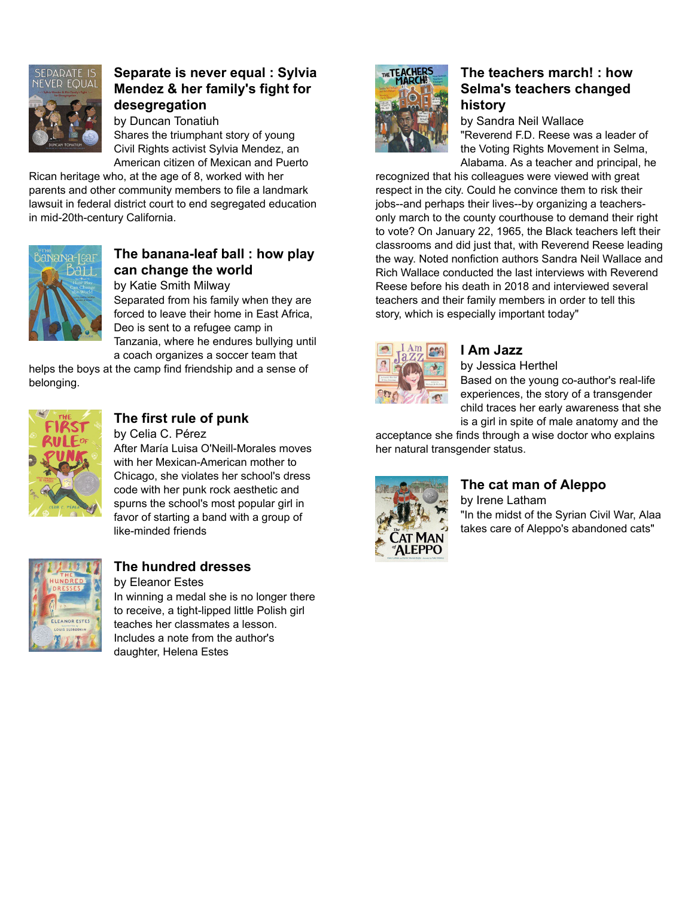### Separate is never equal : Sylvia Mendez & her family's fight for desegregation

by Duncan Tonatiuh

Shares the triumphant story of young Civil Rights activist Sylvia Mendez, an American citizen of Mexican and Puerto Rican heritage who, at the age of 8, worked with her parents and other community members to file a landmark lawsuit in federal district court to end segregated education in mid-20th-century California.

### The banana-leaf ball : how play can change the world

by Katie Smith Milway

Separated from his family when they are forced to leave their home in East Africa, Deo is sent to a refugee camp in Tanzania, where he endures bullying until a coach organizes a soccer team that helps the boys at the camp find friendship and a sense of belonging.

### The first rule of punk

by Celia C. Pérez

After María Luisa O'Neill-Morales moves with her Mexican-American mother to Chicago, she violates her school's dress code with her punk rock aesthetic and spurns the school's most popular girl in favor of starting a band with a group of like-minded friends

### The hundred dresses

by Eleanor Estes

In winning a medal she is no longer there to receive, a tight-lipped little Polish girl teaches her classmates a lesson. Includes a note from the author's daughter, Helena Estes

### The teachers march! : how Selma's teachers changed history

by Sandra Neil Wallace

"Reverend F.D. Reese was a leader of the Voting Rights Movement in Selma, Alabama. As a teacher and principal, he recognized that his colleagues were viewed with great respect in the city. Could he convince them to risk their jobs--and perhaps their lives--by organizing a teachers-only march to the county courthouse to demand their right to vote? On January 22, 1965, the Black teachers left their classrooms and did just that, with Reverend Reese leading the way. Noted nonfiction authors Sandra Neil Wallace and Rich Wallace conducted the last interviews with Reverend Reese before his death in 2018 and interviewed several teachers and their family members in order to tell this story, which is especially important today"

### I Am Jazz

by Jessica Herthel

Based on the young co-author's real-life experiences, the story of a transgender child traces her early awareness that she is a girl in spite of male anatomy and the acceptance she finds through a wise doctor who explains her natural transgender status.

### The cat man of Aleppo

by Irene Latham

"In the midst of the Syrian Civil War, Alaa takes care of Aleppo's abandoned cats"